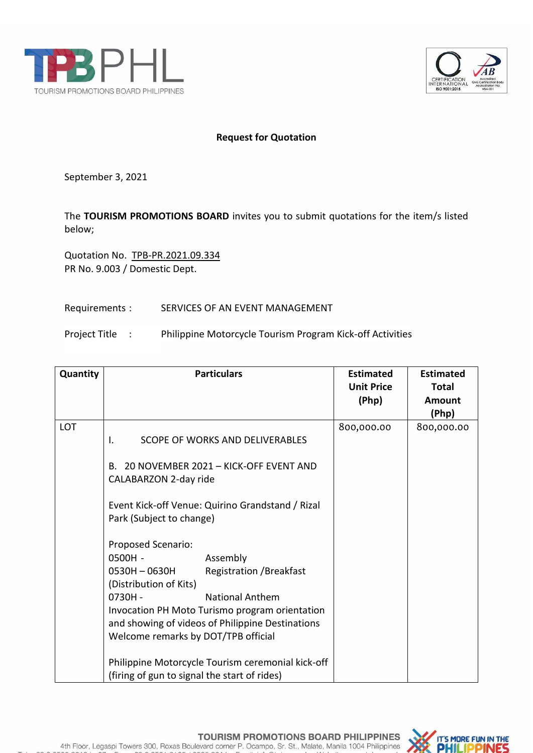**Request for Quotation**

September 3, 2021

The **TOURISM PROMOTIONS BOARD** invites you to submit quotations for the item/s listed below;

Quotation No. TPB-PR.2021.09.334
PR No. 9.003 / Domestic Dept.

Requirements : SERVICES OF AN EVENT MANAGEMENT

Project Title : Philippine Motorcycle Tourism Program Kick-off Activities

| Quantity | Particulars | Estimated Unit Price (Php) | Estimated Total Amount (Php) |
|---|---|---|---|
| LOT | I. SCOPE OF WORKS AND DELIVERABLES<br><br>B. 20 NOVEMBER 2021 – KICK-OFF EVENT AND CALABARZON 2-day ride<br><br>Event Kick-off Venue: Quirino Grandstand / Rizal Park (Subject to change)<br><br>Proposed Scenario:<br>0500H - Assembly<br>0530H – 0630H Registration /Breakfast (Distribution of Kits)<br>0730H - National Anthem<br>Invocation PH Moto Turismo program orientation and showing of videos of Philippine Destinations<br>Welcome remarks by DOT/TPB official<br><br>Philippine Motorcycle Tourism ceremonial kick-off (firing of gun to signal the start of rides) | 800,000.00 | 800,000.00 |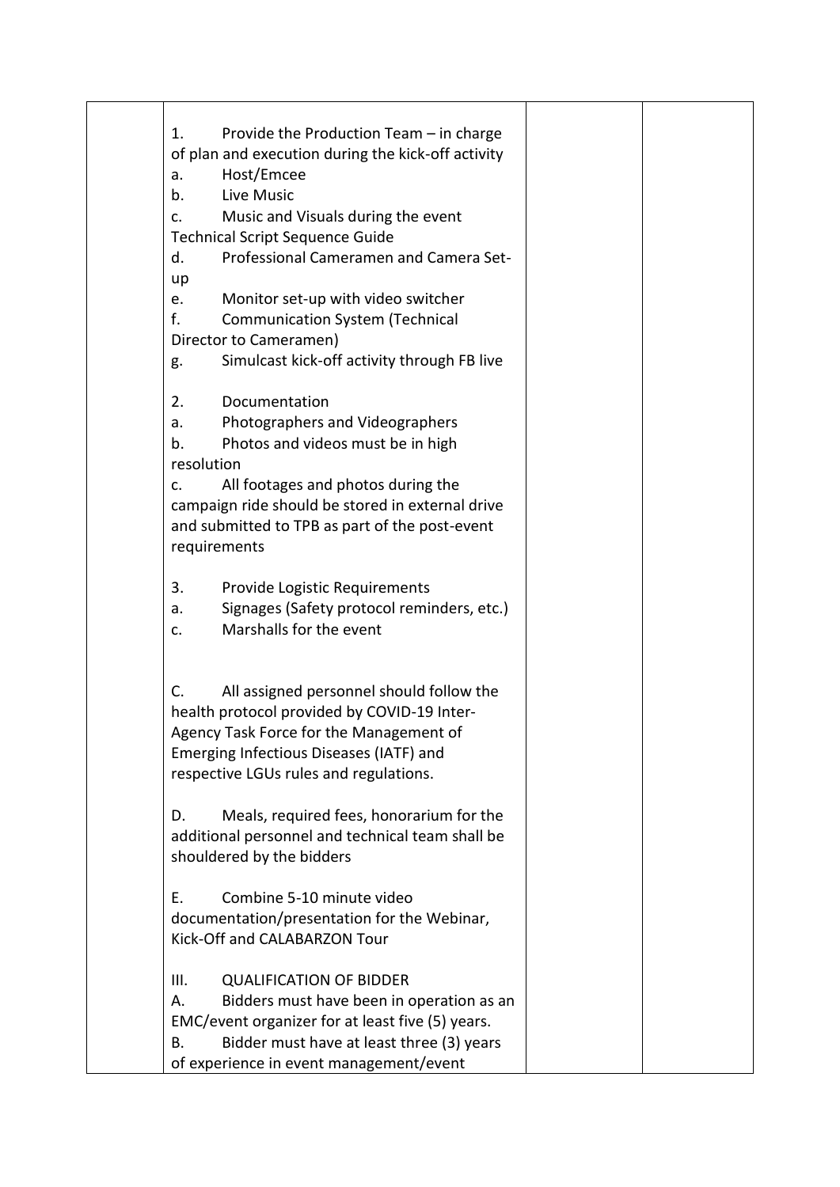| | | | |
|---|---|---|---|
| | 1. Provide the Production Team – in charge of plan and execution during the kick-off activity<br>a. Host/Emcee<br>b. Live Music<br>c. Music and Visuals during the event Technical Script Sequence Guide<br>d. Professional Cameramen and Camera Set-up<br>e. Monitor set-up with video switcher<br>f. Communication System (Technical Director to Cameramen)<br>g. Simulcast kick-off activity through FB live<br><br>2. Documentation<br>a. Photographers and Videographers<br>b. Photos and videos must be in high resolution<br>c. All footages and photos during the campaign ride should be stored in external drive and submitted to TPB as part of the post-event requirements<br><br>3. Provide Logistic Requirements<br>a. Signages (Safety protocol reminders, etc.)<br>c. Marshalls for the event<br><br>C. All assigned personnel should follow the health protocol provided by COVID-19 Inter-Agency Task Force for the Management of Emerging Infectious Diseases (IATF) and respective LGUs rules and regulations.<br><br>D. Meals, required fees, honorarium for the additional personnel and technical team shall be shouldered by the bidders<br><br>E. Combine 5-10 minute video documentation/presentation for the Webinar, Kick-Off and CALABARZON Tour<br><br>III. QUALIFICATION OF BIDDER<br>A. Bidders must have been in operation as an EMC/event organizer for at least five (5) years.<br>B. Bidder must have at least three (3) years of experience in event management/event | | |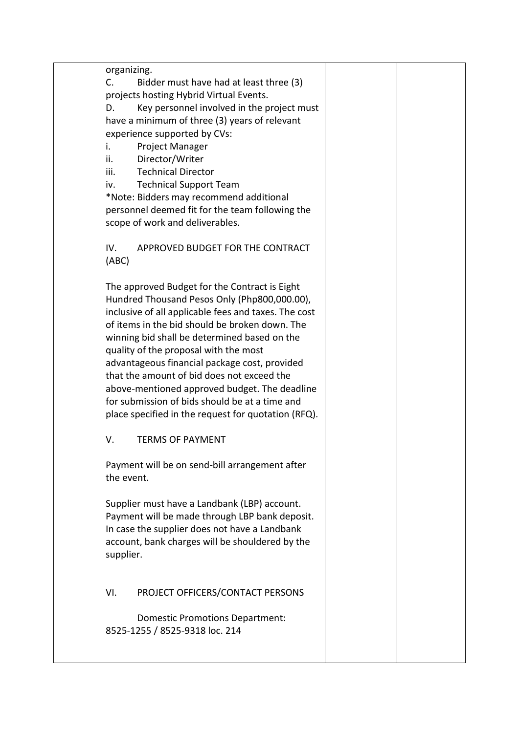| | organizing.<br>C. Bidder must have had at least three (3) projects hosting Hybrid Virtual Events.<br>D. Key personnel involved in the project must have a minimum of three (3) years of relevant experience supported by CVs:<br>i. Project Manager<br>ii. Director/Writer<br>iii. Technical Director<br>iv. Technical Support Team<br>*Note: Bidders may recommend additional personnel deemed fit for the team following the scope of work and deliverables.<br><br>IV. APPROVED BUDGET FOR THE CONTRACT (ABC)<br><br>The approved Budget for the Contract is Eight Hundred Thousand Pesos Only (Php800,000.00), inclusive of all applicable fees and taxes. The cost of items in the bid should be broken down. The winning bid shall be determined based on the quality of the proposal with the most advantageous financial package cost, provided that the amount of bid does not exceed the above-mentioned approved budget. The deadline for submission of bids should be at a time and place specified in the request for quotation (RFQ).<br><br>V. TERMS OF PAYMENT<br><br>Payment will be on send-bill arrangement after the event.<br><br>Supplier must have a Landbank (LBP) account. Payment will be made through LBP bank deposit. In case the supplier does not have a Landbank account, bank charges will be shouldered by the supplier.<br><br>VI. PROJECT OFFICERS/CONTACT PERSONS<br><br>Domestic Promotions Department:<br>8525-1255 / 8525-9318 loc. 214 | | |
|---|---|---|---|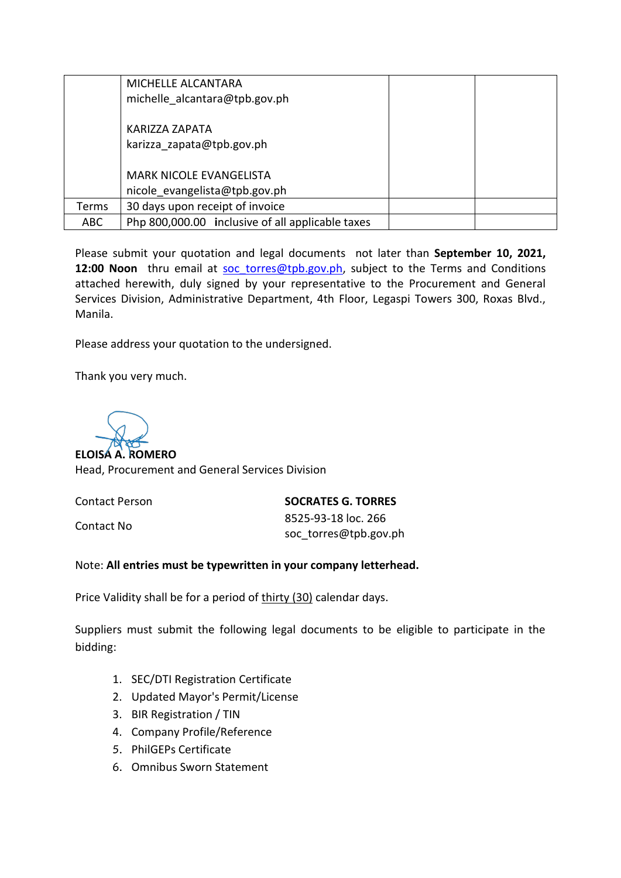| | | | |
|---|---|---|---|
| | MICHELLE ALCANTARA<br>michelle_alcantara@tpb.gov.ph<br><br>KARIZZA ZAPATA<br>karizza_zapata@tpb.gov.ph<br><br>MARK NICOLE EVANGELISTA<br>nicole_evangelista@tpb.gov.ph | | |
| Terms | 30 days upon receipt of invoice | | |
| ABC | Php 800,000.00 inclusive of all applicable taxes | | |

Please submit your quotation and legal documents not later than **September 10, 2021, 12:00 Noon** thru email at soc_torres@tpb.gov.ph, subject to the Terms and Conditions attached herewith, duly signed by your representative to the Procurement and General Services Division, Administrative Department, 4th Floor, Legaspi Towers 300, Roxas Blvd., Manila.

Please address your quotation to the undersigned.

Thank you very much.

**ELOISA A. ROMERO**
Head, Procurement and General Services Division

| | |
|---|---|
| Contact Person | **SOCRATES G. TORRES** |
| Contact No | 8525-93-18 loc. 266<br>soc_torres@tpb.gov.ph |

Note: **All entries must be typewritten in your company letterhead.**

Price Validity shall be for a period of thirty (30) calendar days.

Suppliers must submit the following legal documents to be eligible to participate in the bidding:

1. SEC/DTI Registration Certificate
2. Updated Mayor's Permit/License
3. BIR Registration / TIN
4. Company Profile/Reference
5. PhilGEPs Certificate
6. Omnibus Sworn Statement